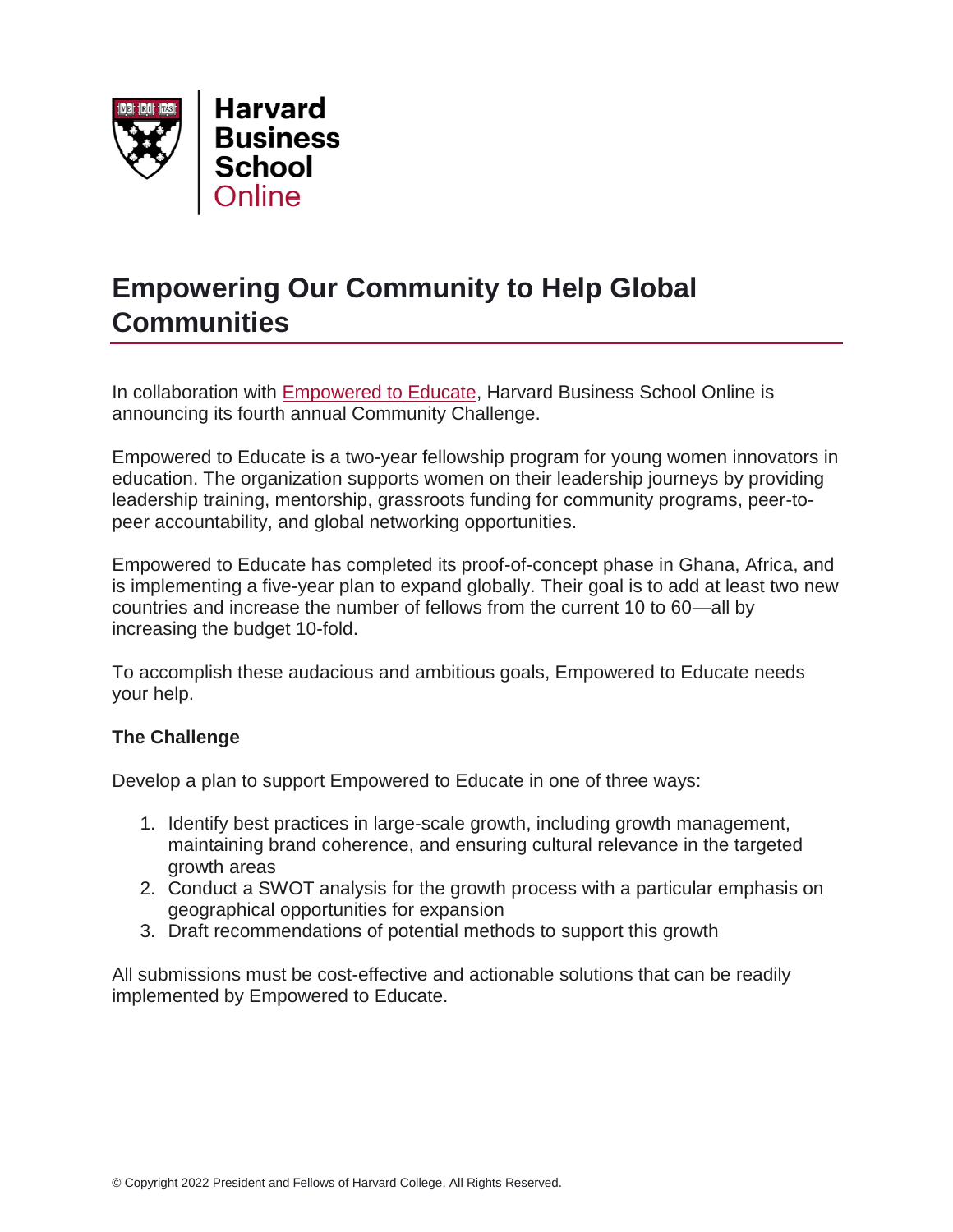Harvard Business School Online

# Empowering Our Community to Help Global Communities

In collaboration with [Empowered to Educate](), Harvard Business School Online is announcing its fourth annual Community Challenge.

Empowered to Educate is a two-year fellowship program for young women innovators in education. The organization supports women on their leadership journeys by providing leadership training, mentorship, grassroots funding for community programs, peer-to-peer accountability, and global networking opportunities.

Empowered to Educate has completed its proof-of-concept phase in Ghana, Africa, and is implementing a five-year plan to expand globally. Their goal is to add at least two new countries and increase the number of fellows from the current 10 to 60—all by increasing the budget 10-fold.

To accomplish these audacious and ambitious goals, Empowered to Educate needs your help.

**The Challenge**

Develop a plan to support Empowered to Educate in one of three ways:

1. Identify best practices in large-scale growth, including growth management, maintaining brand coherence, and ensuring cultural relevance in the targeted growth areas
2. Conduct a SWOT analysis for the growth process with a particular emphasis on geographical opportunities for expansion
3. Draft recommendations of potential methods to support this growth

All submissions must be cost-effective and actionable solutions that can be readily implemented by Empowered to Educate.

© Copyright 2022 President and Fellows of Harvard College. All Rights Reserved.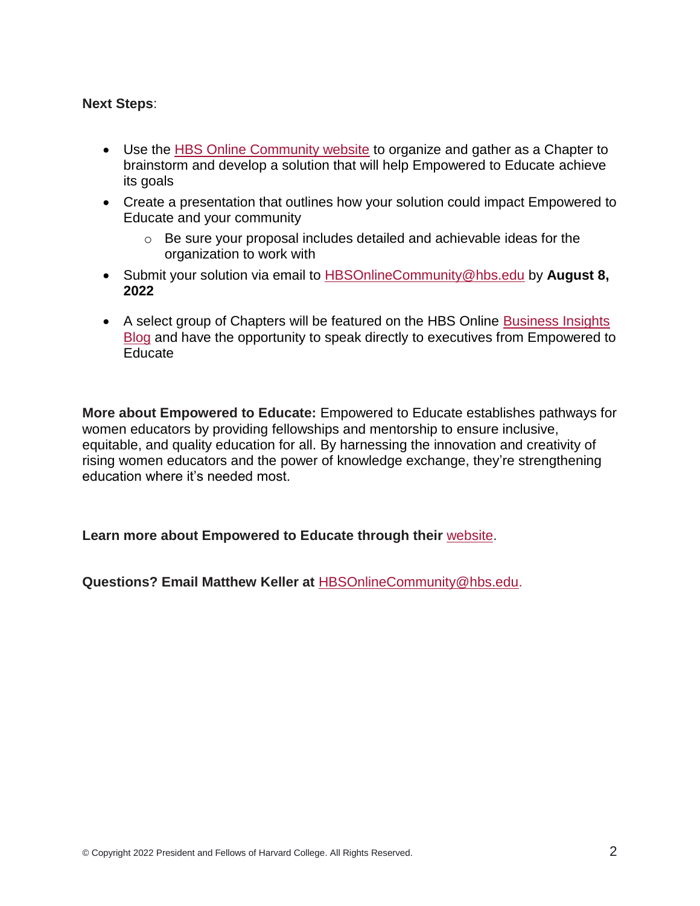**Next Steps**:

- Use the HBS Online Community website to organize and gather as a Chapter to brainstorm and develop a solution that will help Empowered to Educate achieve its goals
- Create a presentation that outlines how your solution could impact Empowered to Educate and your community
  - Be sure your proposal includes detailed and achievable ideas for the organization to work with
- Submit your solution via email to HBSOnlineCommunity@hbs.edu by **August 8, 2022**
- A select group of Chapters will be featured on the HBS Online Business Insights Blog and have the opportunity to speak directly to executives from Empowered to Educate

**More about Empowered to Educate:** Empowered to Educate establishes pathways for women educators by providing fellowships and mentorship to ensure inclusive, equitable, and quality education for all. By harnessing the innovation and creativity of rising women educators and the power of knowledge exchange, they're strengthening education where it's needed most.

**Learn more about Empowered to Educate through their** website.

**Questions? Email Matthew Keller at** HBSOnlineCommunity@hbs.edu.

© Copyright 2022 President and Fellows of Harvard College. All Rights Reserved.